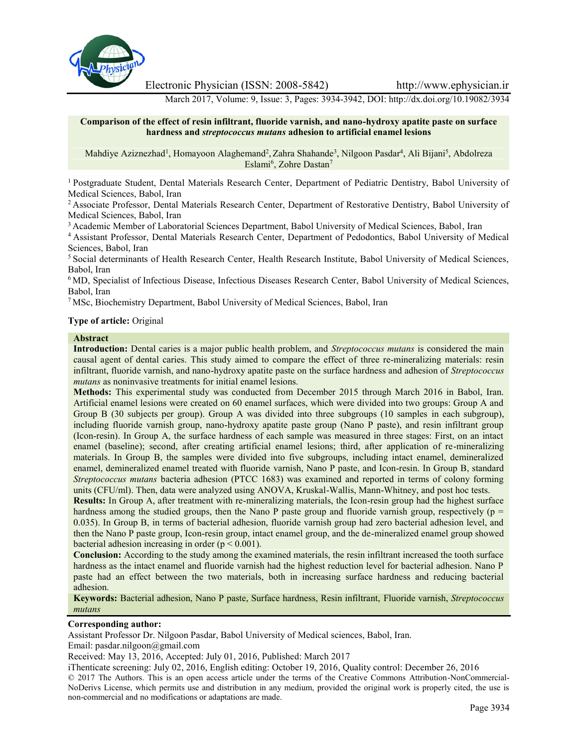Electronic Physician (ISSN: 2008-5842) http://www.ephysician.ir

March 2017, Volume: 9, Issue: 3, Pages: 3934-3942, DOI: http://dx.doi.org/10.19082/3934

# Comparison of the effect of resin infiltrant, fluoride varnish, and nano-hydroxy apatite paste on surface hardness and *streptococcus mutans* adhesion to artificial enamel lesions

Mahdiye Aziznezhad[1], Homayoon Alaghemand[2], Zahra Shahande[3], Nilgoon Pasdar[4], Ali Bijani[5], Abdolreza Eslami[6], Zohre Dastan[7]

[1] Postgraduate Student, Dental Materials Research Center, Department of Pediatric Dentistry, Babol University of Medical Sciences, Babol, Iran

[2] Associate Professor, Dental Materials Research Center, Department of Restorative Dentistry, Babol University of Medical Sciences, Babol, Iran

[3] Academic Member of Laboratorial Sciences Department, Babol University of Medical Sciences, Babol, Iran

[4] Assistant Professor, Dental Materials Research Center, Department of Pedodontics, Babol University of Medical Sciences, Babol, Iran

[5] Social determinants of Health Research Center, Health Research Institute, Babol University of Medical Sciences, Babol, Iran

[6] MD, Specialist of Infectious Disease, Infectious Diseases Research Center, Babol University of Medical Sciences, Babol, Iran

[7] MSc, Biochemistry Department, Babol University of Medical Sciences, Babol, Iran

**Type of article:** Original

## Abstract

**Introduction:** Dental caries is a major public health problem, and *Streptococcus mutans* is considered the main causal agent of dental caries. This study aimed to compare the effect of three re-mineralizing materials: resin infiltrant, fluoride varnish, and nano-hydroxy apatite paste on the surface hardness and adhesion of *Streptococcus mutans* as noninvasive treatments for initial enamel lesions.

**Methods:** This experimental study was conducted from December 2015 through March 2016 in Babol, Iran. Artificial enamel lesions were created on 60 enamel surfaces, which were divided into two groups: Group A and Group B (30 subjects per group). Group A was divided into three subgroups (10 samples in each subgroup), including fluoride varnish group, nano-hydroxy apatite paste group (Nano P paste), and resin infiltrant group (Icon-resin). In Group A, the surface hardness of each sample was measured in three stages: First, on an intact enamel (baseline); second, after creating artificial enamel lesions; third, after application of re-mineralizing materials. In Group B, the samples were divided into five subgroups, including intact enamel, demineralized enamel, demineralized enamel treated with fluoride varnish, Nano P paste, and Icon-resin. In Group B, standard *Streptococcus mutans* bacteria adhesion (PTCC 1683) was examined and reported in terms of colony forming units (CFU/ml). Then, data were analyzed using ANOVA, Kruskal-Wallis, Mann-Whitney, and post hoc tests.

**Results:** In Group A, after treatment with re-mineralizing materials, the Icon-resin group had the highest surface hardness among the studied groups, then the Nano P paste group and fluoride varnish group, respectively ($p = 0.035$). In Group B, in terms of bacterial adhesion, fluoride varnish group had zero bacterial adhesion level, and then the Nano P paste group, Icon-resin group, intact enamel group, and the de-mineralized enamel group showed bacterial adhesion increasing in order ($p < 0.001$).

**Conclusion:** According to the study among the examined materials, the resin infiltrant increased the tooth surface hardness as the intact enamel and fluoride varnish had the highest reduction level for bacterial adhesion. Nano P paste had an effect between the two materials, both in increasing surface hardness and reducing bacterial adhesion.

**Keywords:** Bacterial adhesion, Nano P paste, Surface hardness, Resin infiltrant, Fluoride varnish, *Streptococcus mutans*

**Corresponding author:**

Assistant Professor Dr. Nilgoon Pasdar, Babol University of Medical sciences, Babol, Iran.

Email: pasdar.nilgoon@gmail.com

Received: May 13, 2016, Accepted: July 01, 2016, Published: March 2017

iThenticate screening: July 02, 2016, English editing: October 19, 2016, Quality control: December 26, 2016

© 2017 The Authors. This is an open access article under the terms of the Creative Commons Attribution-NonCommercial-NoDerivs License, which permits use and distribution in any medium, provided the original work is properly cited, the use is non-commercial and no modifications or adaptations are made.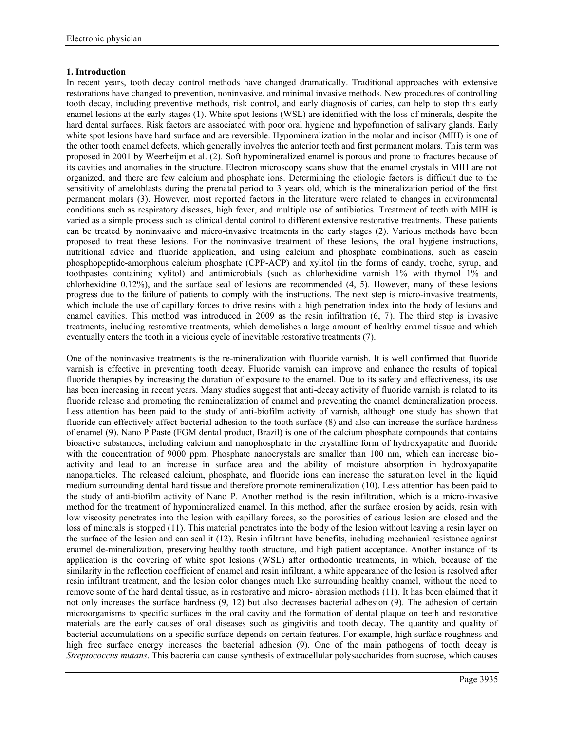## 1. Introduction

In recent years, tooth decay control methods have changed dramatically. Traditional approaches with extensive restorations have changed to prevention, noninvasive, and minimal invasive methods. New procedures of controlling tooth decay, including preventive methods, risk control, and early diagnosis of caries, can help to stop this early enamel lesions at the early stages (1). White spot lesions (WSL) are identified with the loss of minerals, despite the hard dental surfaces. Risk factors are associated with poor oral hygiene and hypofunction of salivary glands. Early white spot lesions have hard surface and are reversible. Hypomineralization in the molar and incisor (MIH) is one of the other tooth enamel defects, which generally involves the anterior teeth and first permanent molars. This term was proposed in 2001 by Weerheijm et al. (2). Soft hypomineralized enamel is porous and prone to fractures because of its cavities and anomalies in the structure. Electron microscopy scans show that the enamel crystals in MIH are not organized, and there are few calcium and phosphate ions. Determining the etiologic factors is difficult due to the sensitivity of ameloblasts during the prenatal period to 3 years old, which is the mineralization period of the first permanent molars (3). However, most reported factors in the literature were related to changes in environmental conditions such as respiratory diseases, high fever, and multiple use of antibiotics. Treatment of teeth with MIH is varied as a simple process such as clinical dental control to different extensive restorative treatments. These patients can be treated by noninvasive and micro-invasive treatments in the early stages (2). Various methods have been proposed to treat these lesions. For the noninvasive treatment of these lesions, the oral hygiene instructions, nutritional advice and fluoride application, and using calcium and phosphate combinations, such as casein phosphopeptide-amorphous calcium phosphate (CPP-ACP) and xylitol (in the forms of candy, troche, syrup, and toothpastes containing xylitol) and antimicrobials (such as chlorhexidine varnish 1% with thymol 1% and chlorhexidine 0.12%), and the surface seal of lesions are recommended (4, 5). However, many of these lesions progress due to the failure of patients to comply with the instructions. The next step is micro-invasive treatments, which include the use of capillary forces to drive resins with a high penetration index into the body of lesions and enamel cavities. This method was introduced in 2009 as the resin infiltration (6, 7). The third step is invasive treatments, including restorative treatments, which demolishes a large amount of healthy enamel tissue and which eventually enters the tooth in a vicious cycle of inevitable restorative treatments (7).

One of the noninvasive treatments is the re-mineralization with fluoride varnish. It is well confirmed that fluoride varnish is effective in preventing tooth decay. Fluoride varnish can improve and enhance the results of topical fluoride therapies by increasing the duration of exposure to the enamel. Due to its safety and effectiveness, its use has been increasing in recent years. Many studies suggest that anti-decay activity of fluoride varnish is related to its fluoride release and promoting the remineralization of enamel and preventing the enamel demineralization process. Less attention has been paid to the study of anti-biofilm activity of varnish, although one study has shown that fluoride can effectively affect bacterial adhesion to the tooth surface (8) and also can increase the surface hardness of enamel (9). Nano P Paste (FGM dental product, Brazil) is one of the calcium phosphate compounds that contains bioactive substances, including calcium and nanophosphate in the crystalline form of hydroxyapatite and fluoride with the concentration of 9000 ppm. Phosphate nanocrystals are smaller than 100 nm, which can increase bio-activity and lead to an increase in surface area and the ability of moisture absorption in hydroxyapatite nanoparticles. The released calcium, phosphate, and fluoride ions can increase the saturation level in the liquid medium surrounding dental hard tissue and therefore promote remineralization (10). Less attention has been paid to the study of anti-biofilm activity of Nano P. Another method is the resin infiltration, which is a micro-invasive method for the treatment of hypomineralized enamel. In this method, after the surface erosion by acids, resin with low viscosity penetrates into the lesion with capillary forces, so the porosities of carious lesion are closed and the loss of minerals is stopped (11). This material penetrates into the body of the lesion without leaving a resin layer on the surface of the lesion and can seal it (12). Resin infiltrant have benefits, including mechanical resistance against enamel de-mineralization, preserving healthy tooth structure, and high patient acceptance. Another instance of its application is the covering of white spot lesions (WSL) after orthodontic treatments, in which, because of the similarity in the reflection coefficient of enamel and resin infiltrant, a white appearance of the lesion is resolved after resin infiltrant treatment, and the lesion color changes much like surrounding healthy enamel, without the need to remove some of the hard dental tissue, as in restorative and micro- abrasion methods (11). It has been claimed that it not only increases the surface hardness (9, 12) but also decreases bacterial adhesion (9). The adhesion of certain microorganisms to specific surfaces in the oral cavity and the formation of dental plaque on teeth and restorative materials are the early causes of oral diseases such as gingivitis and tooth decay. The quantity and quality of bacterial accumulations on a specific surface depends on certain features. For example, high surface roughness and high free surface energy increases the bacterial adhesion (9). One of the main pathogens of tooth decay is *Streptococcus mutans*. This bacteria can cause synthesis of extracellular polysaccharides from sucrose, which causes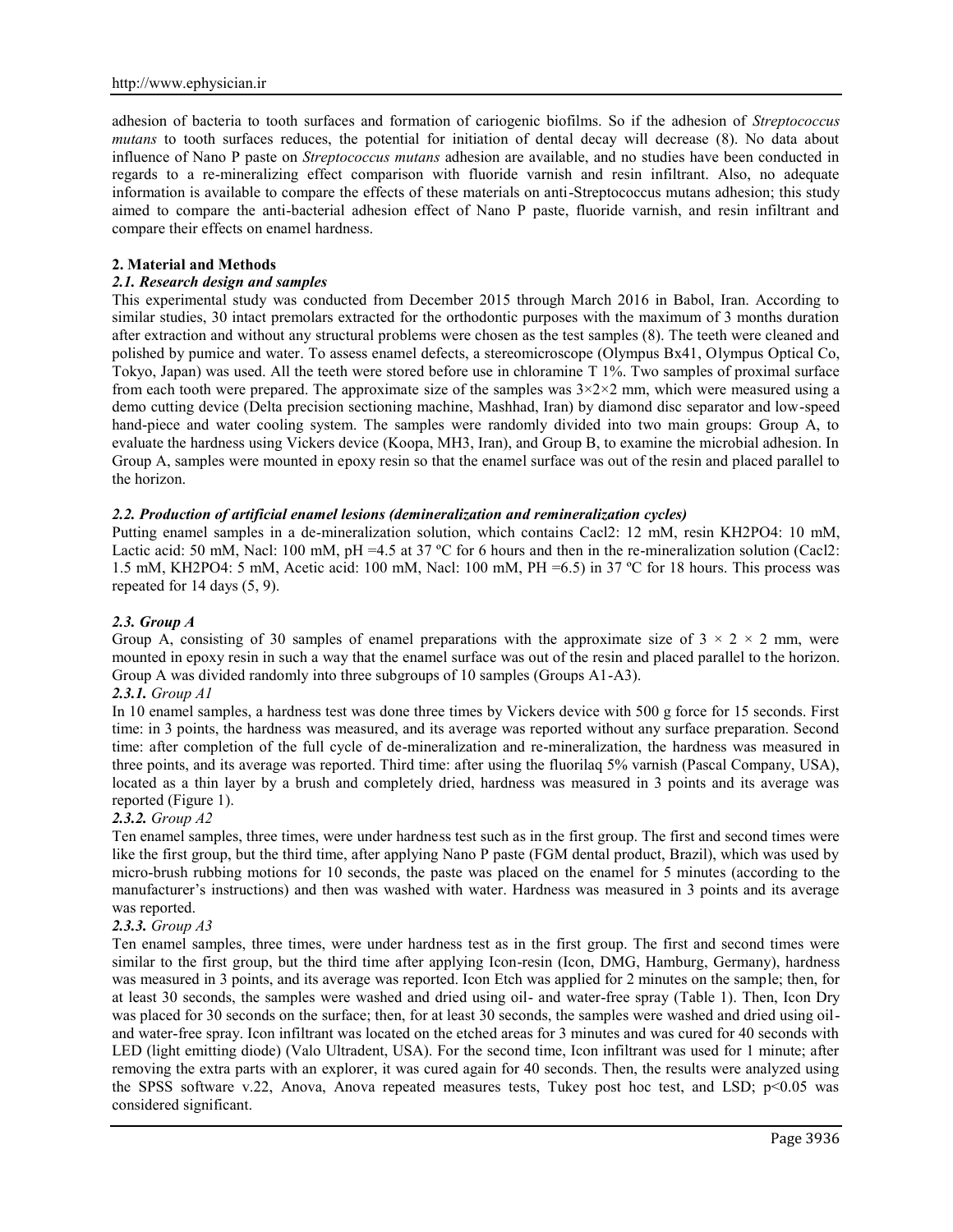adhesion of bacteria to tooth surfaces and formation of cariogenic biofilms. So if the adhesion of *Streptococcus mutans* to tooth surfaces reduces, the potential for initiation of dental decay will decrease (8). No data about influence of Nano P paste on *Streptococcus mutans* adhesion are available, and no studies have been conducted in regards to a re-mineralizing effect comparison with fluoride varnish and resin infiltrant. Also, no adequate information is available to compare the effects of these materials on anti-Streptococcus mutans adhesion; this study aimed to compare the anti-bacterial adhesion effect of Nano P paste, fluoride varnish, and resin infiltrant and compare their effects on enamel hardness.

## 2. Material and Methods

### *2.1. Research design and samples*

This experimental study was conducted from December 2015 through March 2016 in Babol, Iran. According to similar studies, 30 intact premolars extracted for the orthodontic purposes with the maximum of 3 months duration after extraction and without any structural problems were chosen as the test samples (8). The teeth were cleaned and polished by pumice and water. To assess enamel defects, a stereomicroscope (Olympus Bx41, Olympus Optical Co, Tokyo, Japan) was used. All the teeth were stored before use in chloramine T 1%. Two samples of proximal surface from each tooth were prepared. The approximate size of the samples was 3×2×2 mm, which were measured using a demo cutting device (Delta precision sectioning machine, Mashhad, Iran) by diamond disc separator and low-speed hand-piece and water cooling system. The samples were randomly divided into two main groups: Group A, to evaluate the hardness using Vickers device (Koopa, MH3, Iran), and Group B, to examine the microbial adhesion. In Group A, samples were mounted in epoxy resin so that the enamel surface was out of the resin and placed parallel to the horizon.

### *2.2. Production of artificial enamel lesions (demineralization and remineralization cycles)*

Putting enamel samples in a de-mineralization solution, which contains $CaCl_2$: 12 mM, resin $KH_2PO_4$: 10 mM, Lactic acid: 50 mM, NaCl: 100 mM, pH =4.5 at 37 ºC for 6 hours and then in the re-mineralization solution ($CaCl_2$: 1.5 mM, $KH_2PO_4$: 5 mM, Acetic acid: 100 mM, NaCl: 100 mM, PH =6.5) in 37 ºC for 18 hours. This process was repeated for 14 days (5, 9).

### *2.3. Group A*

Group A, consisting of 30 samples of enamel preparations with the approximate size of 3 × 2 × 2 mm, were mounted in epoxy resin in such a way that the enamel surface was out of the resin and placed parallel to the horizon. Group A was divided randomly into three subgroups of 10 samples (Groups A1-A3).

#### *2.3.1. Group A1*

In 10 enamel samples, a hardness test was done three times by Vickers device with 500 g force for 15 seconds. First time: in 3 points, the hardness was measured, and its average was reported without any surface preparation. Second time: after completion of the full cycle of de-mineralization and re-mineralization, the hardness was measured in three points, and its average was reported. Third time: after using the fluorilaq 5% varnish (Pascal Company, USA), located as a thin layer by a brush and completely dried, hardness was measured in 3 points and its average was reported (Figure 1).

#### *2.3.2. Group A2*

Ten enamel samples, three times, were under hardness test such as in the first group. The first and second times were like the first group, but the third time, after applying Nano P paste (FGM dental product, Brazil), which was used by micro-brush rubbing motions for 10 seconds, the paste was placed on the enamel for 5 minutes (according to the manufacturer's instructions) and then was washed with water. Hardness was measured in 3 points and its average was reported.

#### *2.3.3. Group A3*

Ten enamel samples, three times, were under hardness test as in the first group. The first and second times were similar to the first group, but the third time after applying Icon-resin (Icon, DMG, Hamburg, Germany), hardness was measured in 3 points, and its average was reported. Icon Etch was applied for 2 minutes on the sample; then, for at least 30 seconds, the samples were washed and dried using oil- and water-free spray (Table 1). Then, Icon Dry was placed for 30 seconds on the surface; then, for at least 30 seconds, the samples were washed and dried using oil- and water-free spray. Icon infiltrant was located on the etched areas for 3 minutes and was cured for 40 seconds with LED (light emitting diode) (Valo Ultradent, USA). For the second time, Icon infiltrant was used for 1 minute; after removing the extra parts with an explorer, it was cured again for 40 seconds. Then, the results were analyzed using the SPSS software v.22, Anova, Anova repeated measures tests, Tukey post hoc test, and LSD; $p<0.05$ was considered significant.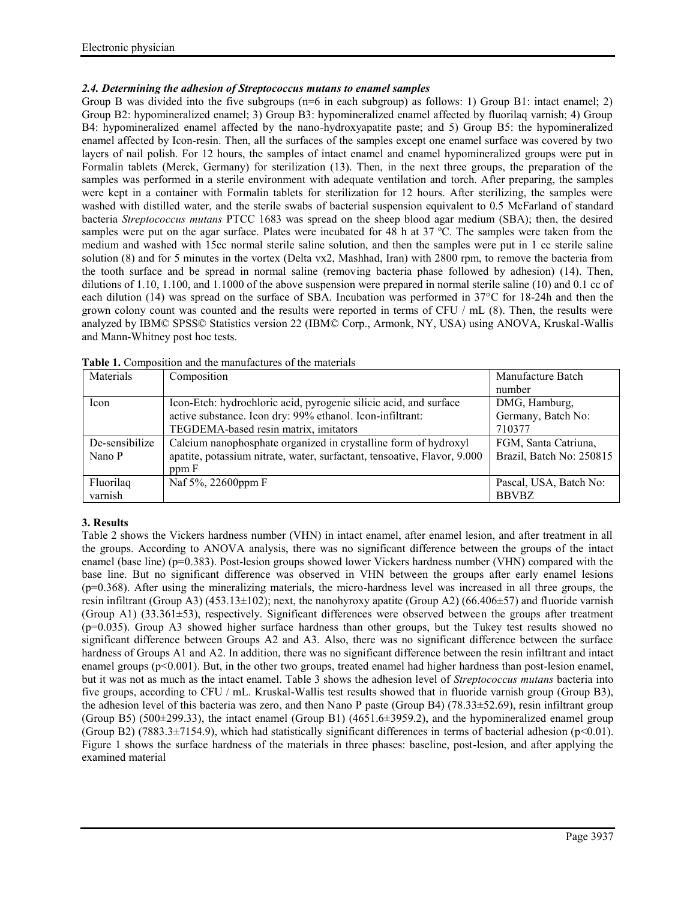### *2.4. Determining the adhesion of Streptococcus mutans to enamel samples*

Group B was divided into the five subgroups (n=6 in each subgroup) as follows: 1) Group B1: intact enamel; 2) Group B2: hypomineralized enamel; 3) Group B3: hypomineralized enamel affected by fluorilaq varnish; 4) Group B4: hypomineralized enamel affected by the nano-hydroxyapatite paste; and 5) Group B5: the hypomineralized enamel affected by Icon-resin. Then, all the surfaces of the samples except one enamel surface was covered by two layers of nail polish. For 12 hours, the samples of intact enamel and enamel hypomineralized groups were put in Formalin tablets (Merck, Germany) for sterilization (13). Then, in the next three groups, the preparation of the samples was performed in a sterile environment with adequate ventilation and torch. After preparing, the samples were kept in a container with Formalin tablets for sterilization for 12 hours. After sterilizing, the samples were washed with distilled water, and the sterile swabs of bacterial suspension equivalent to 0.5 McFarland of standard bacteria *Streptococcus mutans* PTCC 1683 was spread on the sheep blood agar medium (SBA); then, the desired samples were put on the agar surface. Plates were incubated for 48 h at 37 ºC. The samples were taken from the medium and washed with 15cc normal sterile saline solution, and then the samples were put in 1 cc sterile saline solution (8) and for 5 minutes in the vortex (Delta vx2, Mashhad, Iran) with 2800 rpm, to remove the bacteria from the tooth surface and be spread in normal saline (removing bacteria phase followed by adhesion) (14). Then, dilutions of 1.10, 1.100, and 1.1000 of the above suspension were prepared in normal sterile saline (10) and 0.1 cc of each dilution (14) was spread on the surface of SBA. Incubation was performed in 37°C for 18-24h and then the grown colony count was counted and the results were reported in terms of CFU / mL (8). Then, the results were analyzed by IBM© SPSS© Statistics version 22 (IBM© Corp., Armonk, NY, USA) using ANOVA, Kruskal-Wallis and Mann-Whitney post hoc tests.

**Table 1.** Composition and the manufactures of the materials

| Materials | Composition | Manufacture Batch number |
|---|---|---|
| Icon | Icon-Etch: hydrochloric acid, pyrogenic silicic acid, and surface active substance. Icon dry: 99% ethanol. Icon-infiltrant: TEGDEMA-based resin matrix, imitators | DMG, Hamburg, Germany, Batch No: 710377 |
| De-sensibilize Nano P | Calcium nanophosphate organized in crystalline form of hydroxyl apatite, potassium nitrate, water, surfactant, tensoative, Flavor, 9.000 ppm F | FGM, Santa Catriuna, Brazil, Batch No: 250815 |
| Fluorilaq varnish | Naf 5%, 22600ppm F | Pascal, USA, Batch No: BBVBZ |

## 3. Results

Table 2 shows the Vickers hardness number (VHN) in intact enamel, after enamel lesion, and after treatment in all the groups. According to ANOVA analysis, there was no significant difference between the groups of the intact enamel (base line) (p=0.383). Post-lesion groups showed lower Vickers hardness number (VHN) compared with the base line. But no significant difference was observed in VHN between the groups after early enamel lesions (p=0.368). After using the mineralizing materials, the micro-hardness level was increased in all three groups, the resin infiltrant (Group A3) (453.13±102); next, the nanohyroxy apatite (Group A2) (66.406±57) and fluoride varnish (Group A1) (33.361±53), respectively. Significant differences were observed between the groups after treatment (p=0.035). Group A3 showed higher surface hardness than other groups, but the Tukey test results showed no significant difference between Groups A2 and A3. Also, there was no significant difference between the surface hardness of Groups A1 and A2. In addition, there was no significant difference between the resin infiltrant and intact enamel groups (p<0.001). But, in the other two groups, treated enamel had higher hardness than post-lesion enamel, but it was not as much as the intact enamel. Table 3 shows the adhesion level of *Streptococcus mutans* bacteria into five groups, according to CFU / mL. Kruskal-Wallis test results showed that in fluoride varnish group (Group B3), the adhesion level of this bacteria was zero, and then Nano P paste (Group B4) (78.33±52.69), resin infiltrant group (Group B5) (500±299.33), the intact enamel (Group B1) (4651.6±3959.2), and the hypomineralized enamel group (Group B2) (7883.3±7154.9), which had statistically significant differences in terms of bacterial adhesion (p<0.01). Figure 1 shows the surface hardness of the materials in three phases: baseline, post-lesion, and after applying the examined material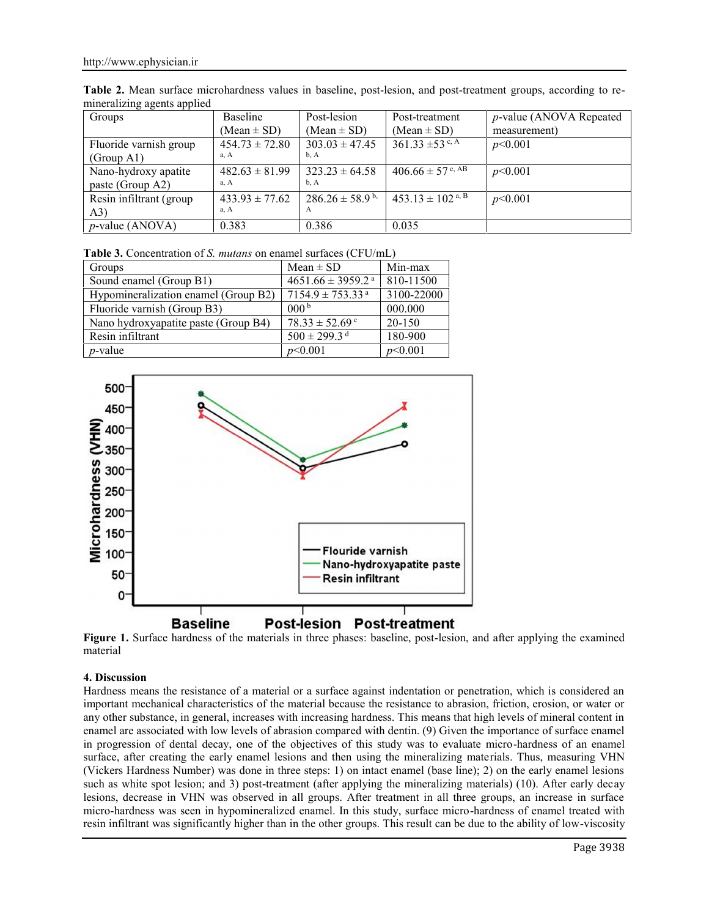**Table 2.** Mean surface microhardness values in baseline, post-lesion, and post-treatment groups, according to re-mineralizing agents applied

| Groups | Baseline (Mean ± SD) | Post-lesion (Mean ± SD) | Post-treatment (Mean ± SD) | *p*-value (ANOVA Repeated measurement) |
|---|---|---|---|---|
| Fluoride varnish group (Group A1) | 454.73 ± 72.80 [a, A] | 303.03 ± 47.45 [b, A] | 361.33 ±53 [c, A] | *p*<0.001 |
| Nano-hydroxy apatite paste (Group A2) | 482.63 ± 81.99 [a, A] | 323.23 ± 64.58 [b, A] | 406.66 ± 57 [c, AB] | *p*<0.001 |
| Resin infiltrant (group A3) | 433.93 ± 77.62 [a, A] | 286.26 ± 58.9 [b, A] | 453.13 ± 102 [a, B] | *p*<0.001 |
| *p*-value (ANOVA) | 0.383 | 0.386 | 0.035 | |

**Table 3.** Concentration of *S. mutans* on enamel surfaces (CFU/mL)

| Groups | Mean ± SD | Min-max |
|---|---|---|
| Sound enamel (Group B1) | 4651.66 ± 3959.2 [a] | 810-11500 |
| Hypomineralization enamel (Group B2) | 7154.9 ± 753.33 [a] | 3100-22000 |
| Fluoride varnish (Group B3) | 000 [b] | 000.000 |
| Nano hydroxyapatite paste (Group B4) | 78.33 ± 52.69 [c] | 20-150 |
| Resin infiltrant | 500 ± 299.3 [d] | 180-900 |
| *p*-value | *p*<0.001 | *p*<0.001 |

**Figure 1.** Surface hardness of the materials in three phases: baseline, post-lesion, and after applying the examined material

## 4. Discussion

Hardness means the resistance of a material or a surface against indentation or penetration, which is considered an important mechanical characteristics of the material because the resistance to abrasion, friction, erosion, or water or any other substance, in general, increases with increasing hardness. This means that high levels of mineral content in enamel are associated with low levels of abrasion compared with dentin. (9) Given the importance of surface enamel in progression of dental decay, one of the objectives of this study was to evaluate micro-hardness of an enamel surface, after creating the early enamel lesions and then using the mineralizing materials. Thus, measuring VHN (Vickers Hardness Number) was done in three steps: 1) on intact enamel (base line); 2) on the early enamel lesions such as white spot lesion; and 3) post-treatment (after applying the mineralizing materials) (10). After early decay lesions, decrease in VHN was observed in all groups. After treatment in all three groups, an increase in surface micro-hardness was seen in hypomineralized enamel. In this study, surface micro-hardness of enamel treated with resin infiltrant was significantly higher than in the other groups. This result can be due to the ability of low-viscosity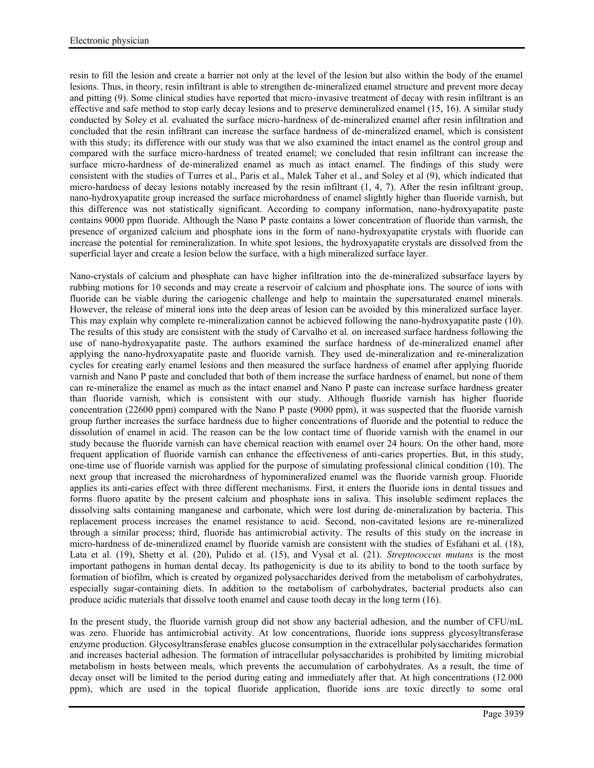resin to fill the lesion and create a barrier not only at the level of the lesion but also within the body of the enamel lesions. Thus, in theory, resin infiltrant is able to strengthen de-mineralized enamel structure and prevent more decay and pitting (9). Some clinical studies have reported that micro-invasive treatment of decay with resin infiltrant is an effective and safe method to stop early decay lesions and to preserve demineralized enamel (15, 16). A similar study conducted by Soley et al. evaluated the surface micro-hardness of de-mineralized enamel after resin infiltration and concluded that the resin infiltrant can increase the surface hardness of de-mineralized enamel, which is consistent with this study; its difference with our study was that we also examined the intact enamel as the control group and compared with the surface micro-hardness of treated enamel; we concluded that resin infiltrant can increase the surface micro-hardness of de-mineralized enamel as much as intact enamel. The findings of this study were consistent with the studies of Turres et al., Paris et al., Malek Taher et al., and Soley et al (9), which indicated that micro-hardness of decay lesions notably increased by the resin infiltrant (1, 4, 7). After the resin infiltrant group, nano-hydroxyapatite group increased the surface microhardness of enamel slightly higher than fluoride varnish, but this difference was not statistically significant. According to company information, nano-hydroxyapatite paste contains 9000 ppm fluoride. Although the Nano P paste contains a lower concentration of fluoride than varnish, the presence of organized calcium and phosphate ions in the form of nano-hydroxyapatite crystals with fluoride can increase the potential for remineralization. In white spot lesions, the hydroxyapatite crystals are dissolved from the superficial layer and create a lesion below the surface, with a high mineralized surface layer.

Nano-crystals of calcium and phosphate can have higher infiltration into the de-mineralized subsurface layers by rubbing motions for 10 seconds and may create a reservoir of calcium and phosphate ions. The source of ions with fluoride can be viable during the cariogenic challenge and help to maintain the supersaturated enamel minerals. However, the release of mineral ions into the deep areas of lesion can be avoided by this mineralized surface layer. This may explain why complete re-mineralization cannot be achieved following the nano-hydroxyapatite paste (10). The results of this study are consistent with the study of Carvalho et al. on increased surface hardness following the use of nano-hydroxyapatite paste. The authors examined the surface hardness of de-mineralized enamel after applying the nano-hydroxyapatite paste and fluoride varnish. They used de-mineralization and re-mineralization cycles for creating early enamel lesions and then measured the surface hardness of enamel after applying fluoride varnish and Nano P paste and concluded that both of them increase the surface hardness of enamel, but none of them can re-mineralize the enamel as much as the intact enamel and Nano P paste can increase surface hardness greater than fluoride varnish, which is consistent with our study. Although fluoride varnish has higher fluoride concentration (22600 ppm) compared with the Nano P paste (9000 ppm), it was suspected that the fluoride varnish group further increases the surface hardness due to higher concentrations of fluoride and the potential to reduce the dissolution of enamel in acid. The reason can be the low contact time of fluoride varnish with the enamel in our study because the fluoride varnish can have chemical reaction with enamel over 24 hours. On the other hand, more frequent application of fluoride varnish can enhance the effectiveness of anti-caries properties. But, in this study, one-time use of fluoride varnish was applied for the purpose of simulating professional clinical condition (10). The next group that increased the microhardness of hypomineralized enamel was the fluoride varnish group. Fluoride applies its anti-caries effect with three different mechanisms. First, it enters the fluoride ions in dental tissues and forms fluoro apatite by the present calcium and phosphate ions in saliva. This insoluble sediment replaces the dissolving salts containing manganese and carbonate, which were lost during de-mineralization by bacteria. This replacement process increases the enamel resistance to acid. Second, non-cavitated lesions are re-mineralized through a similar process; third, fluoride has antimicrobial activity. The results of this study on the increase in micro-hardness of de-mineralized enamel by fluoride varnish are consistent with the studies of Esfahani et al. (18), Lata et al. (19), Shetty et al. (20), Pulido et al. (15), and Vysal et al. (21). *Streptococcus mutans* is the most important pathogens in human dental decay. Its pathogenicity is due to its ability to bond to the tooth surface by formation of biofilm, which is created by organized polysaccharides derived from the metabolism of carbohydrates, especially sugar-containing diets. In addition to the metabolism of carbohydrates, bacterial products also can produce acidic materials that dissolve tooth enamel and cause tooth decay in the long term (16).

In the present study, the fluoride varnish group did not show any bacterial adhesion, and the number of CFU/mL was zero. Fluoride has antimicrobial activity. At low concentrations, fluoride ions suppress glycosyltransferase enzyme production. Glycosyltransferase enables glucose consumption in the extracellular polysaccharides formation and increases bacterial adhesion. The formation of intracellular polysaccharides is prohibited by limiting microbial metabolism in hosts between meals, which prevents the accumulation of carbohydrates. As a result, the time of decay onset will be limited to the period during eating and immediately after that. At high concentrations (12.000 ppm), which are used in the topical fluoride application, fluoride ions are toxic directly to some oral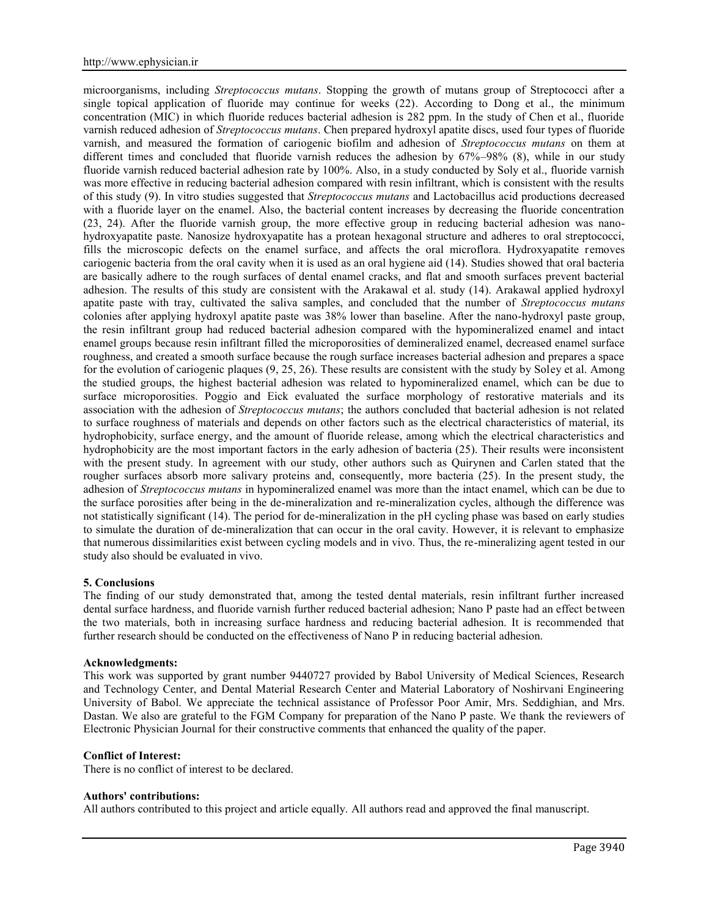microorganisms, including *Streptococcus mutans*. Stopping the growth of mutans group of Streptococci after a single topical application of fluoride may continue for weeks (22). According to Dong et al., the minimum concentration (MIC) in which fluoride reduces bacterial adhesion is 282 ppm. In the study of Chen et al., fluoride varnish reduced adhesion of *Streptococcus mutans*. Chen prepared hydroxyl apatite discs, used four types of fluoride varnish, and measured the formation of cariogenic biofilm and adhesion of *Streptococcus mutans* on them at different times and concluded that fluoride varnish reduces the adhesion by 67%–98% (8), while in our study fluoride varnish reduced bacterial adhesion rate by 100%. Also, in a study conducted by Soly et al., fluoride varnish was more effective in reducing bacterial adhesion compared with resin infiltrant, which is consistent with the results of this study (9). In vitro studies suggested that *Streptococcus mutans* and Lactobacillus acid productions decreased with a fluoride layer on the enamel. Also, the bacterial content increases by decreasing the fluoride concentration (23, 24). After the fluoride varnish group, the more effective group in reducing bacterial adhesion was nano-hydroxyapatite paste. Nanosize hydroxyapatite has a protean hexagonal structure and adheres to oral streptococci, fills the microscopic defects on the enamel surface, and affects the oral microflora. Hydroxyapatite removes cariogenic bacteria from the oral cavity when it is used as an oral hygiene aid (14). Studies showed that oral bacteria are basically adhere to the rough surfaces of dental enamel cracks, and flat and smooth surfaces prevent bacterial adhesion. The results of this study are consistent with the Arakawal et al. study (14). Arakawal applied hydroxyl apatite paste with tray, cultivated the saliva samples, and concluded that the number of *Streptococcus mutans* colonies after applying hydroxyl apatite paste was 38% lower than baseline. After the nano-hydroxyl paste group, the resin infiltrant group had reduced bacterial adhesion compared with the hypomineralized enamel and intact enamel groups because resin infiltrant filled the microporosities of demineralized enamel, decreased enamel surface roughness, and created a smooth surface because the rough surface increases bacterial adhesion and prepares a space for the evolution of cariogenic plaques (9, 25, 26). These results are consistent with the study by Soley et al. Among the studied groups, the highest bacterial adhesion was related to hypomineralized enamel, which can be due to surface microporosities. Poggio and Eick evaluated the surface morphology of restorative materials and its association with the adhesion of *Streptococcus mutans*; the authors concluded that bacterial adhesion is not related to surface roughness of materials and depends on other factors such as the electrical characteristics of material, its hydrophobicity, surface energy, and the amount of fluoride release, among which the electrical characteristics and hydrophobicity are the most important factors in the early adhesion of bacteria (25). Their results were inconsistent with the present study. In agreement with our study, other authors such as Quirynen and Carlen stated that the rougher surfaces absorb more salivary proteins and, consequently, more bacteria (25). In the present study, the adhesion of *Streptococcus mutans* in hypomineralized enamel was more than the intact enamel, which can be due to the surface porosities after being in the de-mineralization and re-mineralization cycles, although the difference was not statistically significant (14). The period for de-mineralization in the pH cycling phase was based on early studies to simulate the duration of de-mineralization that can occur in the oral cavity. However, it is relevant to emphasize that numerous dissimilarities exist between cycling models and in vivo. Thus, the re-mineralizing agent tested in our study also should be evaluated in vivo.

## 5. Conclusions

The finding of our study demonstrated that, among the tested dental materials, resin infiltrant further increased dental surface hardness, and fluoride varnish further reduced bacterial adhesion; Nano P paste had an effect between the two materials, both in increasing surface hardness and reducing bacterial adhesion. It is recommended that further research should be conducted on the effectiveness of Nano P in reducing bacterial adhesion.

**Acknowledgments:**

This work was supported by grant number 9440727 provided by Babol University of Medical Sciences, Research and Technology Center, and Dental Material Research Center and Material Laboratory of Noshirvani Engineering University of Babol. We appreciate the technical assistance of Professor Poor Amir, Mrs. Seddighian, and Mrs. Dastan. We also are grateful to the FGM Company for preparation of the Nano P paste. We thank the reviewers of Electronic Physician Journal for their constructive comments that enhanced the quality of the paper.

**Conflict of Interest:**

There is no conflict of interest to be declared.

**Authors' contributions:**

All authors contributed to this project and article equally. All authors read and approved the final manuscript.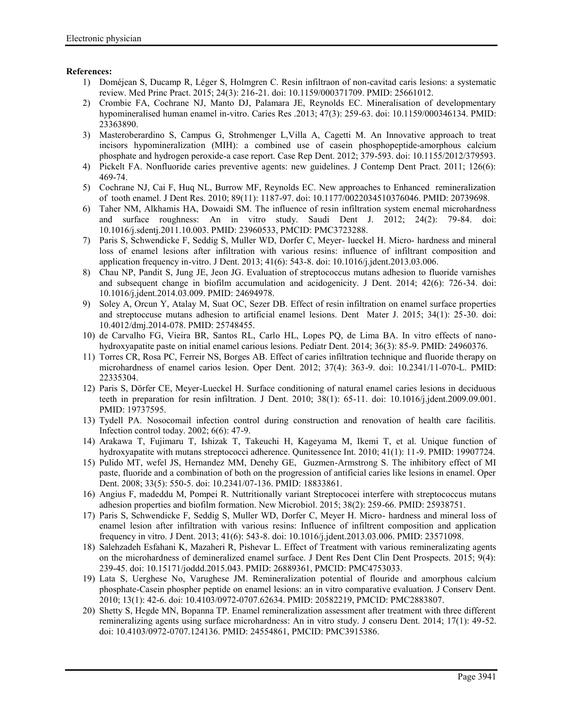**References:**

1) Doméjean S, Ducamp R, Léger S, Holmgren C. Resin infiltraon of non-cavitad caris lesions: a systematic review. Med Princ Pract. 2015; 24(3): 216-21. doi: 10.1159/000371709. PMID: 25661012.
2) Crombie FA, Cochrane NJ, Manto DJ, Palamara JE, Reynolds EC. Mineralisation of developmentary hypomineralised human enamel in-vitro. Caries Res .2013; 47(3): 259-63. doi: 10.1159/000346134. PMID: 23363890.
3) Masteroberardino S, Campus G, Strohmenger L,Villa A, Cagetti M. An Innovative approach to treat incisors hypomineralization (MIH): a combined use of casein phosphopeptide-amorphous calcium phosphate and hydrogen peroxide-a case report. Case Rep Dent. 2012; 379-593. doi: 10.1155/2012/379593.
4) Pickelt FA. Nonfluoride caries preventive agents: new guidelines. J Contemp Dent Pract. 2011; 126(6): 469-74.
5) Cochrane NJ, Cai F, Huq NL, Burrow MF, Reynolds EC. New approaches to Enhanced remineralization of tooth enamel. J Dent Res. 2010; 89(11): 1187-97. doi: 10.1177/0022034510376046. PMID: 20739698.
6) Taher NM, Alkhamis HA, Dowaidi SM. The influence of resin infiltration system enemal microhardness and surface roughness: An in vitro study. Saudi Dent J. 2012; 24(2): 79-84. doi: 10.1016/j.sdentj.2011.10.003. PMID: 23960533, PMCID: PMC3723288.
7) Paris S, Schwendicke F, Seddig S, Muller WD, Dorfer C, Meyer- lueckel H. Micro- hardness and mineral loss of enamel lesions after infiltration with various resins: influence of infiltrant composition and application frequency in-vitro. J Dent. 2013; 41(6): 543-8. doi: 10.1016/j.jdent.2013.03.006.
8) Chau NP, Pandit S, Jung JE, Jeon JG. Evaluation of streptococcus mutans adhesion to fluoride varnishes and subsequent change in biofilm accumulation and acidogenicity. J Dent. 2014; 42(6): 726-34. doi: 10.1016/j.jdent.2014.03.009. PMID: 24694978.
9) Soley A, Orcun Y, Atalay M, Suat OC, Sezer DB. Effect of resin infiltration on enamel surface properties and streptoccuse mutans adhesion to artificial enamel lesions. Dent Mater J. 2015; 34(1): 25-30. doi: 10.4012/dmj.2014-078. PMID: 25748455.
10) de Carvalho FG, Vieira BR, Santos RL, Carlo HL, Lopes PQ, de Lima BA. In vitro effects of nano-hydroxyapatite paste on initial enamel carious lesions. Pediatr Dent. 2014; 36(3): 85-9. PMID: 24960376.
11) Torres CR, Rosa PC, Ferreir NS, Borges AB. Effect of caries infiltration technique and fluoride therapy on microhardness of enamel carios lesion. Oper Dent. 2012; 37(4): 363-9. doi: 10.2341/11-070-L. PMID: 22335304.
12) Paris S, Dörfer CE, Meyer-Lueckel H. Surface conditioning of natural enamel caries lesions in deciduous teeth in preparation for resin infiltration. J Dent. 2010; 38(1): 65-11. doi: 10.1016/j.jdent.2009.09.001. PMID: 19737595.
13) Tydell PA. Nosocomail infection control during construction and renovation of health care facilitis. Infection control today. 2002; 6(6): 47-9.
14) Arakawa T, Fujimaru T, Ishizak T, Takeuchi H, Kageyama M, Ikemi T, et al. Unique function of hydroxyapatite with mutans streptococci adherence. Qunitessence Int. 2010; 41(1): 11-9. PMID: 19907724.
15) Pulido MT, wefel JS, Hernandez MM, Denehy GE, Guzmen-Armstrong S. The inhibitory effect of MI paste, fluoride and a combination of both on the progression of antificial caries like lesions in enamel. Oper Dent. 2008; 33(5): 550-5. doi: 10.2341/07-136. PMID: 18833861.
16) Angius F, madeddu M, Pompei R. Nuttritionally variant Streptococei interfere with streptococcus mutans adhesion properties and biofilm formation. New Microbiol. 2015; 38(2): 259-66. PMID: 25938751.
17) Paris S, Schwendicke F, Seddig S, Muller WD, Dorfer C, Meyer H. Micro- hardness and mineral loss of enamel lesion after infiltration with various resins: Influence of infiltrent composition and application frequency in vitro. J Dent. 2013; 41(6): 543-8. doi: 10.1016/j.jdent.2013.03.006. PMID: 23571098.
18) Salehzadeh Esfahani K, Mazaheri R, Pishevar L. Effect of Treatment with various remineralizating agents on the microhardness of demineralized enamel surface. J Dent Res Dent Clin Dent Prospects. 2015; 9(4): 239-45. doi: 10.15171/joddd.2015.043. PMID: 26889361, PMCID: PMC4753033.
19) Lata S, Uerghese No, Varughese JM. Remineralization potential of flouride and amorphous calcium phosphate-Casein phospher peptide on enamel lesions: an in vitro comparative evaluation. J Conserv Dent. 2010; 13(1): 42-6. doi: 10.4103/0972-0707.62634. PMID: 20582219, PMCID: PMC2883807.
20) Shetty S, Hegde MN, Bopanna TP. Enamel remineralization assessment after treatment with three different remineralizing agents using surface microhardness: An in vitro study. J conseru Dent. 2014; 17(1): 49-52. doi: 10.4103/0972-0707.124136. PMID: 24554861, PMCID: PMC3915386.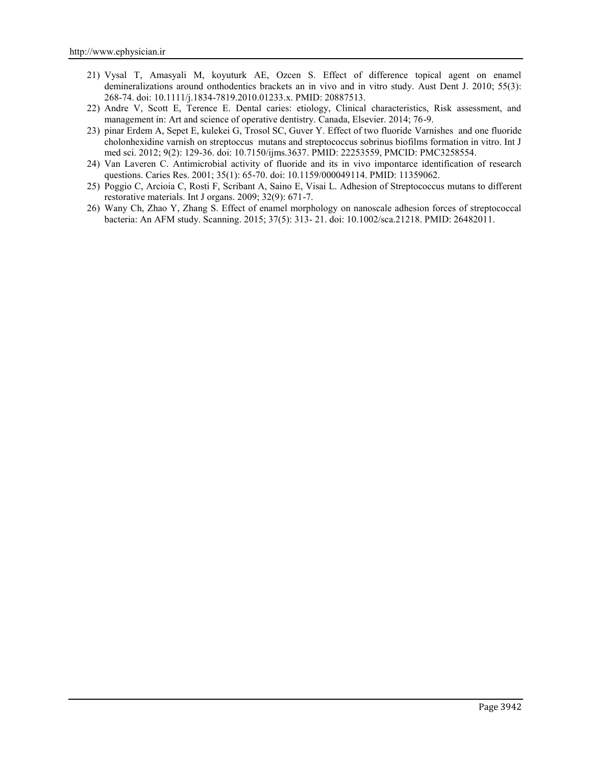21) Vysal T, Amasyali M, koyuturk AE, Ozcen S. Effect of difference topical agent on enamel demineralizations around onthodentics brackets an in vivo and in vitro study. Aust Dent J. 2010; 55(3): 268-74. doi: 10.1111/j.1834-7819.2010.01233.x. PMID: 20887513.
22) Andre V, Scott E, Terence E. Dental caries: etiology, Clinical characteristics, Risk assessment, and management in: Art and science of operative dentistry. Canada, Elsevier. 2014; 76-9.
23) pinar Erdem A, Sepet E, kulekei G, Trosol SC, Guver Y. Effect of two fluoride Varnishes and one fluoride cholonhexidine varnish on streptoccus mutans and streptococcus sobrinus biofilms formation in vitro. Int J med sci. 2012; 9(2): 129-36. doi: 10.7150/ijms.3637. PMID: 22253559, PMCID: PMC3258554.
24) Van Laveren C. Antimicrobial activity of fluoride and its in vivo impontarce identification of research questions. Caries Res. 2001; 35(1): 65-70. doi: 10.1159/000049114. PMID: 11359062.
25) Poggio C, Arcioia C, Rosti F, Scribant A, Saino E, Visai L. Adhesion of Streptococcus mutans to different restorative materials. Int J organs. 2009; 32(9): 671-7.
26) Wany Ch, Zhao Y, Zhang S. Effect of enamel morphology on nanoscale adhesion forces of streptococcal bacteria: An AFM study. Scanning. 2015; 37(5): 313- 21. doi: 10.1002/sca.21218. PMID: 26482011.